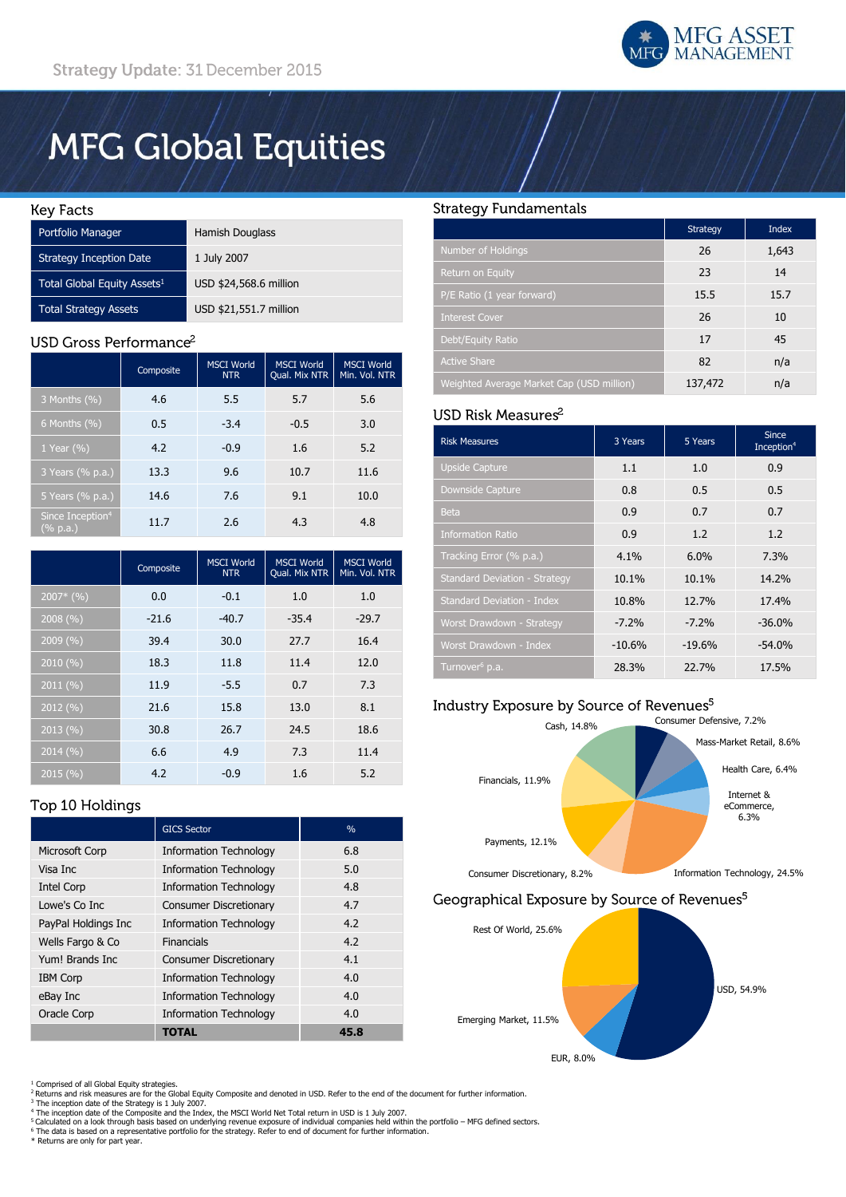Strategy Update: 31 December 2015

# MFG Global Equities

## Key Facts

| | |
|---|---|
| Portfolio Manager | Hamish Douglass |
| Strategy Inception Date | 1 July 2007 |
| Total Global Equity Assets[1] | USD $24,568.6 million |
| Total Strategy Assets | USD $21,551.7 million |

## USD Gross Performance[2]

| | Composite | MSCI World NTR | MSCI World Qual. Mix NTR | MSCI World Min. Vol. NTR |
|---|---|---|---|---|
| 3 Months (%) | 4.6 | 5.5 | 5.7 | 5.6 |
| 6 Months (%) | 0.5 | -3.4 | -0.5 | 3.0 |
| 1 Year (%) | 4.2 | -0.9 | 1.6 | 5.2 |
| 3 Years (% p.a.) | 13.3 | 9.6 | 10.7 | 11.6 |
| 5 Years (% p.a.) | 14.6 | 7.6 | 9.1 | 10.0 |
| Since Inception[4] (% p.a.) | 11.7 | 2.6 | 4.3 | 4.8 |

| | Composite | MSCI World NTR | MSCI World Qual. Mix NTR | MSCI World Min. Vol. NTR |
|---|---|---|---|---|
| 2007* (%) | 0.0 | -0.1 | 1.0 | 1.0 |
| 2008 (%) | -21.6 | -40.7 | -35.4 | -29.7 |
| 2009 (%) | 39.4 | 30.0 | 27.7 | 16.4 |
| 2010 (%) | 18.3 | 11.8 | 11.4 | 12.0 |
| 2011 (%) | 11.9 | -5.5 | 0.7 | 7.3 |
| 2012 (%) | 21.6 | 15.8 | 13.0 | 8.1 |
| 2013 (%) | 30.8 | 26.7 | 24.5 | 18.6 |
| 2014 (%) | 6.6 | 4.9 | 7.3 | 11.4 |
| 2015 (%) | 4.2 | -0.9 | 1.6 | 5.2 |

## Top 10 Holdings

| | GICS Sector | % |
|---|---|---|
| Microsoft Corp | Information Technology | 6.8 |
| Visa Inc | Information Technology | 5.0 |
| Intel Corp | Information Technology | 4.8 |
| Lowe's Co Inc | Consumer Discretionary | 4.7 |
| PayPal Holdings Inc | Information Technology | 4.2 |
| Wells Fargo & Co | Financials | 4.2 |
| Yum! Brands Inc | Consumer Discretionary | 4.1 |
| IBM Corp | Information Technology | 4.0 |
| eBay Inc | Information Technology | 4.0 |
| Oracle Corp | Information Technology | 4.0 |
| | **TOTAL** | **45.8** |

## Strategy Fundamentals

| | Strategy | Index |
|---|---|---|
| Number of Holdings | 26 | 1,643 |
| Return on Equity | 23 | 14 |
| P/E Ratio (1 year forward) | 15.5 | 15.7 |
| Interest Cover | 26 | 10 |
| Debt/Equity Ratio | 17 | 45 |
| Active Share | 82 | n/a |
| Weighted Average Market Cap (USD million) | 137,472 | n/a |

## USD Risk Measures[2]

| Risk Measures | 3 Years | 5 Years | Since Inception[4] |
|---|---|---|---|
| Upside Capture | 1.1 | 1.0 | 0.9 |
| Downside Capture | 0.8 | 0.5 | 0.5 |
| Beta | 0.9 | 0.7 | 0.7 |
| Information Ratio | 0.9 | 1.2 | 1.2 |
| Tracking Error (% p.a.) | 4.1% | 6.0% | 7.3% |
| Standard Deviation - Strategy | 10.1% | 10.1% | 14.2% |
| Standard Deviation - Index | 10.8% | 12.7% | 17.4% |
| Worst Drawdown - Strategy | -7.2% | -7.2% | -36.0% |
| Worst Drawdown - Index | -10.6% | -19.6% | -54.0% |
| Turnover[6] p.a. | 28.3% | 22.7% | 17.5% |

## Industry Exposure by Source of Revenues[5]

| Industry | % |
|---|---|
| Consumer Defensive | 7.2% |
| Mass-Market Retail | 8.6% |
| Health Care | 6.4% |
| Internet & eCommerce | 6.3% |
| Information Technology | 24.5% |
| Consumer Discretionary | 8.2% |
| Payments | 12.1% |
| Financials | 11.9% |
| Cash | 14.8% |

## Geographical Exposure by Source of Revenues[5]

| Region | % |
|---|---|
| USD | 54.9% |
| EUR | 8.0% |
| Emerging Market | 11.5% |
| Rest Of World | 25.6% |

[1] Comprised of all Global Equity strategies.
[2] Returns and risk measures are for the Global Equity Composite and denoted in USD. Refer to the end of the document for further information.
[3] The inception date of the Strategy is 1 July 2007.
[4] The inception date of the Composite and the Index, the MSCI World Net Total return in USD is 1 July 2007.
[5] Calculated on a look through basis based on underlying revenue exposure of individual companies held within the portfolio – MFG defined sectors.
[6] The data is based on a representative portfolio for the strategy. Refer to end of document for further information.
* Returns are only for part year.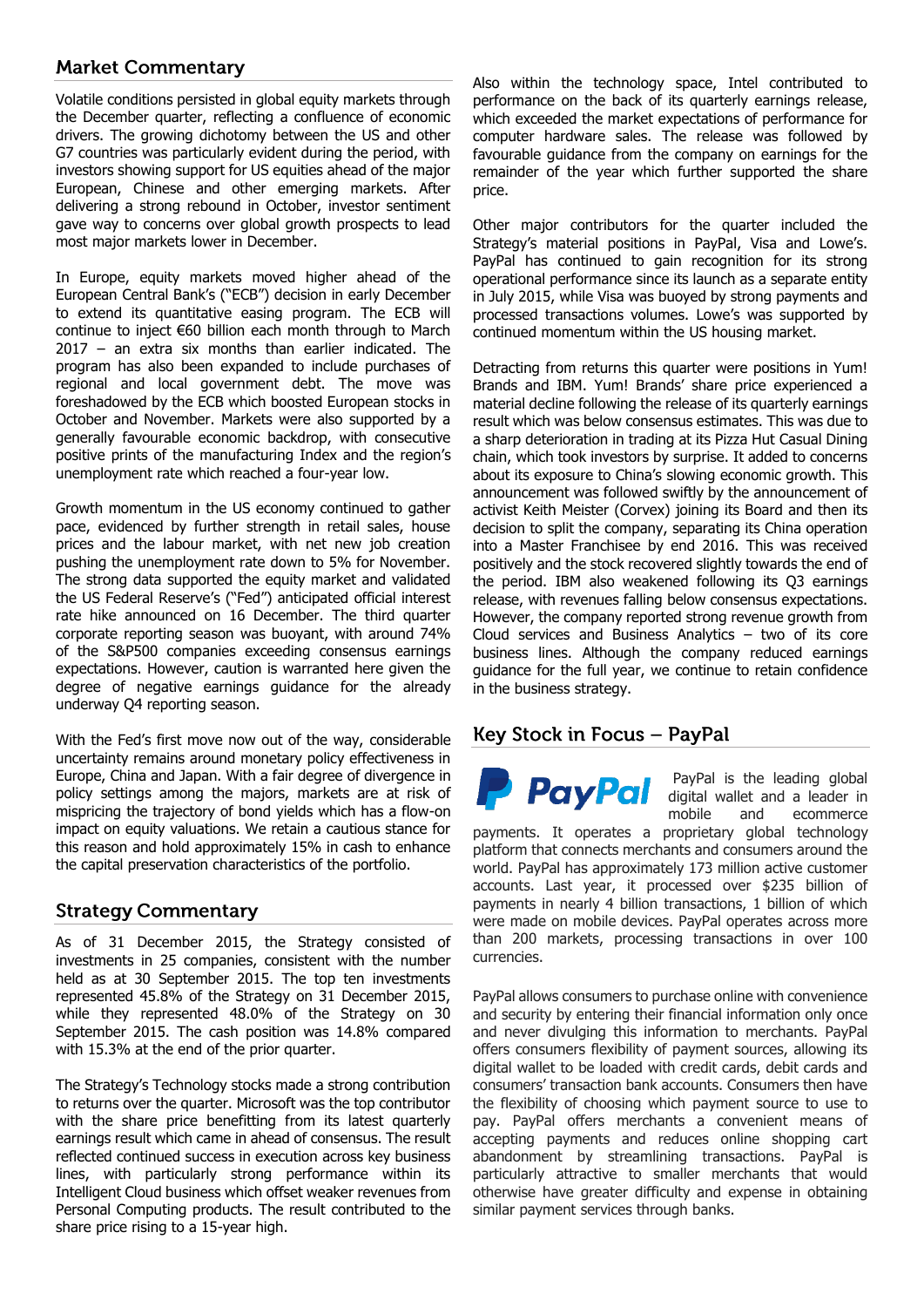## Market Commentary

Volatile conditions persisted in global equity markets through the December quarter, reflecting a confluence of economic drivers. The growing dichotomy between the US and other G7 countries was particularly evident during the period, with investors showing support for US equities ahead of the major European, Chinese and other emerging markets. After delivering a strong rebound in October, investor sentiment gave way to concerns over global growth prospects to lead most major markets lower in December.

In Europe, equity markets moved higher ahead of the European Central Bank's ("ECB") decision in early December to extend its quantitative easing program. The ECB will continue to inject €60 billion each month through to March 2017 – an extra six months than earlier indicated. The program has also been expanded to include purchases of regional and local government debt. The move was foreshadowed by the ECB which boosted European stocks in October and November. Markets were also supported by a generally favourable economic backdrop, with consecutive positive prints of the manufacturing Index and the region's unemployment rate which reached a four-year low.

Growth momentum in the US economy continued to gather pace, evidenced by further strength in retail sales, house prices and the labour market, with net new job creation pushing the unemployment rate down to 5% for November. The strong data supported the equity market and validated the US Federal Reserve's ("Fed") anticipated official interest rate hike announced on 16 December. The third quarter corporate reporting season was buoyant, with around 74% of the S&P500 companies exceeding consensus earnings expectations. However, caution is warranted here given the degree of negative earnings guidance for the already underway Q4 reporting season.

With the Fed's first move now out of the way, considerable uncertainty remains around monetary policy effectiveness in Europe, China and Japan. With a fair degree of divergence in policy settings among the majors, markets are at risk of mispricing the trajectory of bond yields which has a flow-on impact on equity valuations. We retain a cautious stance for this reason and hold approximately 15% in cash to enhance the capital preservation characteristics of the portfolio.

## Strategy Commentary

As of 31 December 2015, the Strategy consisted of investments in 25 companies, consistent with the number held as at 30 September 2015. The top ten investments represented 45.8% of the Strategy on 31 December 2015, while they represented 48.0% of the Strategy on 30 September 2015. The cash position was 14.8% compared with 15.3% at the end of the prior quarter.

The Strategy's Technology stocks made a strong contribution to returns over the quarter. Microsoft was the top contributor with the share price benefitting from its latest quarterly earnings result which came in ahead of consensus. The result reflected continued success in execution across key business lines, with particularly strong performance within its Intelligent Cloud business which offset weaker revenues from Personal Computing products. The result contributed to the share price rising to a 15-year high.

Also within the technology space, Intel contributed to performance on the back of its quarterly earnings release, which exceeded the market expectations of performance for computer hardware sales. The release was followed by favourable guidance from the company on earnings for the remainder of the year which further supported the share price.

Other major contributors for the quarter included the Strategy's material positions in PayPal, Visa and Lowe's. PayPal has continued to gain recognition for its strong operational performance since its launch as a separate entity in July 2015, while Visa was buoyed by strong payments and processed transactions volumes. Lowe's was supported by continued momentum within the US housing market.

Detracting from returns this quarter were positions in Yum! Brands and IBM. Yum! Brands' share price experienced a material decline following the release of its quarterly earnings result which was below consensus estimates. This was due to a sharp deterioration in trading at its Pizza Hut Casual Dining chain, which took investors by surprise. It added to concerns about its exposure to China's slowing economic growth. This announcement was followed swiftly by the announcement of activist Keith Meister (Corvex) joining its Board and then its decision to split the company, separating its China operation into a Master Franchisee by end 2016. This was received positively and the stock recovered slightly towards the end of the period. IBM also weakened following its Q3 earnings release, with revenues falling below consensus expectations. However, the company reported strong revenue growth from Cloud services and Business Analytics – two of its core business lines. Although the company reduced earnings guidance for the full year, we continue to retain confidence in the business strategy.

## Key Stock in Focus – PayPal

PayPal is the leading global digital wallet and a leader in mobile and ecommerce payments. It operates a proprietary global technology platform that connects merchants and consumers around the world. PayPal has approximately 173 million active customer accounts. Last year, it processed over $235 billion of payments in nearly 4 billion transactions, 1 billion of which were made on mobile devices. PayPal operates across more than 200 markets, processing transactions in over 100 currencies.

PayPal allows consumers to purchase online with convenience and security by entering their financial information only once and never divulging this information to merchants. PayPal offers consumers flexibility of payment sources, allowing its digital wallet to be loaded with credit cards, debit cards and consumers' transaction bank accounts. Consumers then have the flexibility of choosing which payment source to use to pay. PayPal offers merchants a convenient means of accepting payments and reduces online shopping cart abandonment by streamlining transactions. PayPal is particularly attractive to smaller merchants that would otherwise have greater difficulty and expense in obtaining similar payment services through banks.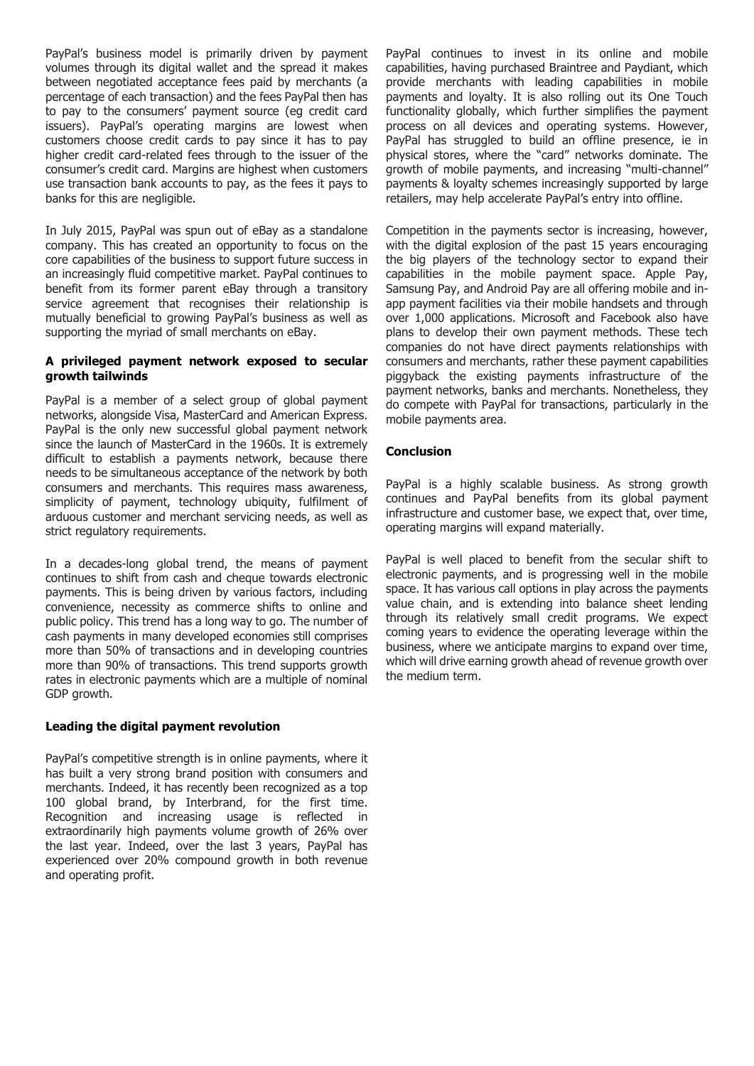PayPal's business model is primarily driven by payment volumes through its digital wallet and the spread it makes between negotiated acceptance fees paid by merchants (a percentage of each transaction) and the fees PayPal then has to pay to the consumers' payment source (eg credit card issuers). PayPal's operating margins are lowest when customers choose credit cards to pay since it has to pay higher credit card-related fees through to the issuer of the consumer's credit card. Margins are highest when customers use transaction bank accounts to pay, as the fees it pays to banks for this are negligible.

In July 2015, PayPal was spun out of eBay as a standalone company. This has created an opportunity to focus on the core capabilities of the business to support future success in an increasingly fluid competitive market. PayPal continues to benefit from its former parent eBay through a transitory service agreement that recognises their relationship is mutually beneficial to growing PayPal's business as well as supporting the myriad of small merchants on eBay.

**A privileged payment network exposed to secular growth tailwinds**

PayPal is a member of a select group of global payment networks, alongside Visa, MasterCard and American Express. PayPal is the only new successful global payment network since the launch of MasterCard in the 1960s. It is extremely difficult to establish a payments network, because there needs to be simultaneous acceptance of the network by both consumers and merchants. This requires mass awareness, simplicity of payment, technology ubiquity, fulfilment of arduous customer and merchant servicing needs, as well as strict regulatory requirements.

In a decades-long global trend, the means of payment continues to shift from cash and cheque towards electronic payments. This is being driven by various factors, including convenience, necessity as commerce shifts to online and public policy. This trend has a long way to go. The number of cash payments in many developed economies still comprises more than 50% of transactions and in developing countries more than 90% of transactions. This trend supports growth rates in electronic payments which are a multiple of nominal GDP growth.

**Leading the digital payment revolution**

PayPal's competitive strength is in online payments, where it has built a very strong brand position with consumers and merchants. Indeed, it has recently been recognized as a top 100 global brand, by Interbrand, for the first time. Recognition and increasing usage is reflected in extraordinarily high payments volume growth of 26% over the last year. Indeed, over the last 3 years, PayPal has experienced over 20% compound growth in both revenue and operating profit.

PayPal continues to invest in its online and mobile capabilities, having purchased Braintree and Paydiant, which provide merchants with leading capabilities in mobile payments and loyalty. It is also rolling out its One Touch functionality globally, which further simplifies the payment process on all devices and operating systems. However, PayPal has struggled to build an offline presence, ie in physical stores, where the "card" networks dominate. The growth of mobile payments, and increasing "multi-channel" payments & loyalty schemes increasingly supported by large retailers, may help accelerate PayPal's entry into offline.

Competition in the payments sector is increasing, however, with the digital explosion of the past 15 years encouraging the big players of the technology sector to expand their capabilities in the mobile payment space. Apple Pay, Samsung Pay, and Android Pay are all offering mobile and in-app payment facilities via their mobile handsets and through over 1,000 applications. Microsoft and Facebook also have plans to develop their own payment methods. These tech companies do not have direct payments relationships with consumers and merchants, rather these payment capabilities piggyback the existing payments infrastructure of the payment networks, banks and merchants. Nonetheless, they do compete with PayPal for transactions, particularly in the mobile payments area.

**Conclusion**

PayPal is a highly scalable business. As strong growth continues and PayPal benefits from its global payment infrastructure and customer base, we expect that, over time, operating margins will expand materially.

PayPal is well placed to benefit from the secular shift to electronic payments, and is progressing well in the mobile space. It has various call options in play across the payments value chain, and is extending into balance sheet lending through its relatively small credit programs. We expect coming years to evidence the operating leverage within the business, where we anticipate margins to expand over time, which will drive earning growth ahead of revenue growth over the medium term.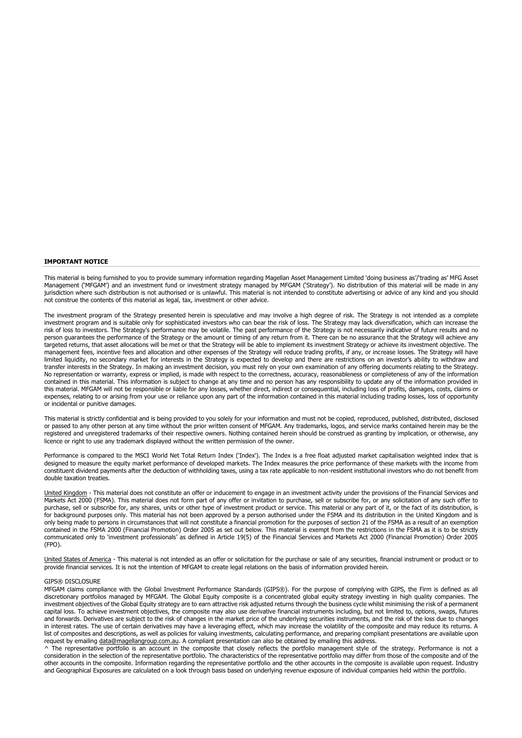**IMPORTANT NOTICE**

This material is being furnished to you to provide summary information regarding Magellan Asset Management Limited 'doing business as'/'trading as' MFG Asset Management ('MFGAM') and an investment fund or investment strategy managed by MFGAM ('Strategy'). No distribution of this material will be made in any jurisdiction where such distribution is not authorised or is unlawful. This material is not intended to constitute advertising or advice of any kind and you should not construe the contents of this material as legal, tax, investment or other advice.

The investment program of the Strategy presented herein is speculative and may involve a high degree of risk. The Strategy is not intended as a complete investment program and is suitable only for sophisticated investors who can bear the risk of loss. The Strategy may lack diversification, which can increase the risk of loss to investors. The Strategy's performance may be volatile. The past performance of the Strategy is not necessarily indicative of future results and no person guarantees the performance of the Strategy or the amount or timing of any return from it. There can be no assurance that the Strategy will achieve any targeted returns, that asset allocations will be met or that the Strategy will be able to implement its investment Strategy or achieve its investment objective. The management fees, incentive fees and allocation and other expenses of the Strategy will reduce trading profits, if any, or increase losses. The Strategy will have limited liquidity, no secondary market for interests in the Strategy is expected to develop and there are restrictions on an investor's ability to withdraw and transfer interests in the Strategy. In making an investment decision, you must rely on your own examination of any offering documents relating to the Strategy. No representation or warranty, express or implied, is made with respect to the correctness, accuracy, reasonableness or completeness of any of the information contained in this material. This information is subject to change at any time and no person has any responsibility to update any of the information provided in this material. MFGAM will not be responsible or liable for any losses, whether direct, indirect or consequential, including loss of profits, damages, costs, claims or expenses, relating to or arising from your use or reliance upon any part of the information contained in this material including trading losses, loss of opportunity or incidental or punitive damages.

This material is strictly confidential and is being provided to you solely for your information and must not be copied, reproduced, published, distributed, disclosed or passed to any other person at any time without the prior written consent of MFGAM. Any trademarks, logos, and service marks contained herein may be the registered and unregistered trademarks of their respective owners. Nothing contained herein should be construed as granting by implication, or otherwise, any licence or right to use any trademark displayed without the written permission of the owner.

Performance is compared to the MSCI World Net Total Return Index ('Index'). The Index is a free float adjusted market capitalisation weighted index that is designed to measure the equity market performance of developed markets. The Index measures the price performance of these markets with the income from constituent dividend payments after the deduction of withholding taxes, using a tax rate applicable to non-resident institutional investors who do not benefit from double taxation treaties.

United Kingdom - This material does not constitute an offer or inducement to engage in an investment activity under the provisions of the Financial Services and Markets Act 2000 (FSMA). This material does not form part of any offer or invitation to purchase, sell or subscribe for, or any solicitation of any such offer to purchase, sell or subscribe for, any shares, units or other type of investment product or service. This material or any part of it, or the fact of its distribution, is for background purposes only. This material has not been approved by a person authorised under the FSMA and its distribution in the United Kingdom and is only being made to persons in circumstances that will not constitute a financial promotion for the purposes of section 21 of the FSMA as a result of an exemption contained in the FSMA 2000 (Financial Promotion) Order 2005 as set out below. This material is exempt from the restrictions in the FSMA as it is to be strictly communicated only to 'investment professionals' as defined in Article 19(5) of the Financial Services and Markets Act 2000 (Financial Promotion) Order 2005 (FPO).

United States of America - This material is not intended as an offer or solicitation for the purchase or sale of any securities, financial instrument or product or to provide financial services. It is not the intention of MFGAM to create legal relations on the basis of information provided herein.

GIPS® DISCLOSURE
MFGAM claims compliance with the Global Investment Performance Standards (GIPS®). For the purpose of complying with GIPS, the Firm is defined as all discretionary portfolios managed by MFGAM. The Global Equity composite is a concentrated global equity strategy investing in high quality companies. The investment objectives of the Global Equity strategy are to earn attractive risk adjusted returns through the business cycle whilst minimising the risk of a permanent capital loss. To achieve investment objectives, the composite may also use derivative financial instruments including, but not limited to, options, swaps, futures and forwards. Derivatives are subject to the risk of changes in the market price of the underlying securities instruments, and the risk of the loss due to changes in interest rates. The use of certain derivatives may have a leveraging effect, which may increase the volatility of the composite and may reduce its returns. A list of composites and descriptions, as well as policies for valuing investments, calculating performance, and preparing compliant presentations are available upon request by emailing data@magellangroup.com.au. A compliant presentation can also be obtained by emailing this address.
^ The representative portfolio is an account in the composite that closely reflects the portfolio management style of the strategy. Performance is not a consideration in the selection of the representative portfolio. The characteristics of the representative portfolio may differ from those of the composite and of the other accounts in the composite. Information regarding the representative portfolio and the other accounts in the composite is available upon request. Industry and Geographical Exposures are calculated on a look through basis based on underlying revenue exposure of individual companies held within the portfolio.